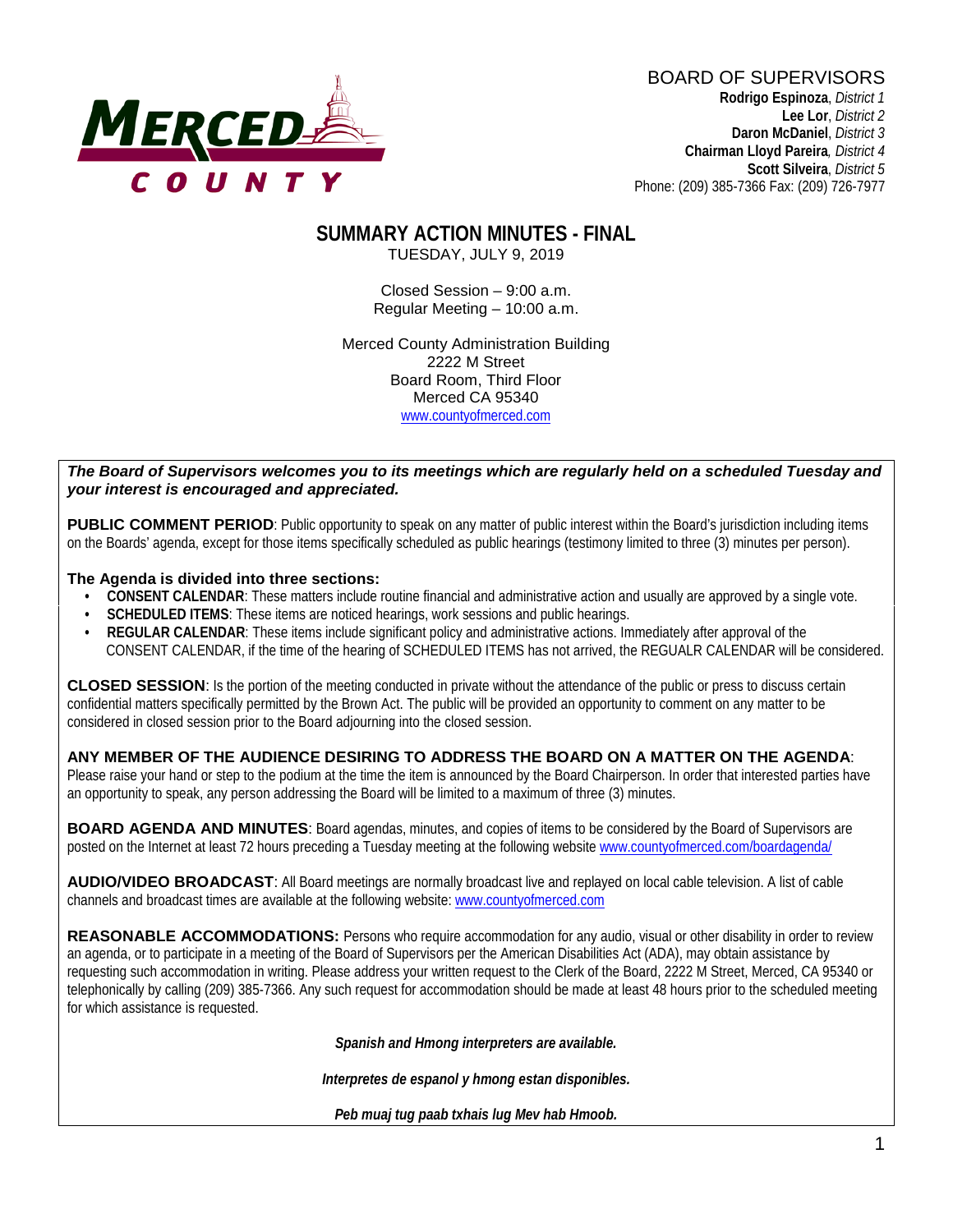MERCED COUNTY

BOARD OF SUPERVISORS
**Rodrigo Espinoza**, *District 1*
**Lee Lor**, *District 2*
**Daron McDaniel**, *District 3*
**Chairman Lloyd Pareira**, *District 4*
**Scott Silveira**, *District 5*
Phone: (209) 385-7366 Fax: (209) 726-7977

# SUMMARY ACTION MINUTES - FINAL

TUESDAY, JULY 9, 2019

Closed Session – 9:00 a.m.
Regular Meeting – 10:00 a.m.

Merced County Administration Building
2222 M Street
Board Room, Third Floor
Merced CA 95340
www.countyofmerced.com

***The Board of Supervisors welcomes you to its meetings which are regularly held on a scheduled Tuesday and your interest is encouraged and appreciated.***

**PUBLIC COMMENT PERIOD**: Public opportunity to speak on any matter of public interest within the Board's jurisdiction including items on the Boards' agenda, except for those items specifically scheduled as public hearings (testimony limited to three (3) minutes per person).

**The Agenda is divided into three sections:**

- **CONSENT CALENDAR**: These matters include routine financial and administrative action and usually are approved by a single vote.
- **SCHEDULED ITEMS**: These items are noticed hearings, work sessions and public hearings.
- **REGULAR CALENDAR**: These items include significant policy and administrative actions. Immediately after approval of the CONSENT CALENDAR, if the time of the hearing of SCHEDULED ITEMS has not arrived, the REGUALR CALENDAR will be considered.

**CLOSED SESSION**: Is the portion of the meeting conducted in private without the attendance of the public or press to discuss certain confidential matters specifically permitted by the Brown Act. The public will be provided an opportunity to comment on any matter to be considered in closed session prior to the Board adjourning into the closed session.

**ANY MEMBER OF THE AUDIENCE DESIRING TO ADDRESS THE BOARD ON A MATTER ON THE AGENDA**: Please raise your hand or step to the podium at the time the item is announced by the Board Chairperson. In order that interested parties have an opportunity to speak, any person addressing the Board will be limited to a maximum of three (3) minutes.

**BOARD AGENDA AND MINUTES**: Board agendas, minutes, and copies of items to be considered by the Board of Supervisors are posted on the Internet at least 72 hours preceding a Tuesday meeting at the following website www.countyofmerced.com/boardagenda/

**AUDIO/VIDEO BROADCAST**: All Board meetings are normally broadcast live and replayed on local cable television. A list of cable channels and broadcast times are available at the following website: www.countyofmerced.com

**REASONABLE ACCOMMODATIONS:** Persons who require accommodation for any audio, visual or other disability in order to review an agenda, or to participate in a meeting of the Board of Supervisors per the American Disabilities Act (ADA), may obtain assistance by requesting such accommodation in writing. Please address your written request to the Clerk of the Board, 2222 M Street, Merced, CA 95340 or telephonically by calling (209) 385-7366. Any such request for accommodation should be made at least 48 hours prior to the scheduled meeting for which assistance is requested.

***Spanish and Hmong interpreters are available.***

***Interpretes de espanol y hmong estan disponibles.***

***Peb muaj tug paab txhais lug Mev hab Hmoob.***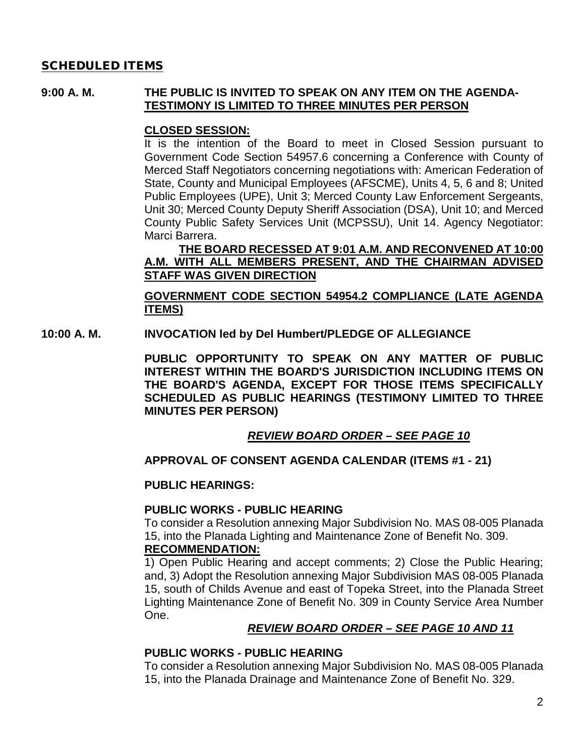## SCHEDULED ITEMS

**9:00 A. M.** **THE PUBLIC IS INVITED TO SPEAK ON ANY ITEM ON THE AGENDA-<u>TESTIMONY IS LIMITED TO THREE MINUTES PER PERSON</u>**

**<u>CLOSED SESSION:</u>**

It is the intention of the Board to meet in Closed Session pursuant to Government Code Section 54957.6 concerning a Conference with County of Merced Staff Negotiators concerning negotiations with: American Federation of State, County and Municipal Employees (AFSCME), Units 4, 5, 6 and 8; United Public Employees (UPE), Unit 3; Merced County Law Enforcement Sergeants, Unit 30; Merced County Deputy Sheriff Association (DSA), Unit 10; and Merced County Public Safety Services Unit (MCPSSU), Unit 14. Agency Negotiator: Marci Barrera.

**<u>THE BOARD RECESSED AT 9:01 A.M. AND RECONVENED AT 10:00 A.M. WITH ALL MEMBERS PRESENT, AND THE CHAIRMAN ADVISED STAFF WAS GIVEN DIRECTION</u>**

**<u>GOVERNMENT CODE SECTION 54954.2 COMPLIANCE (LATE AGENDA ITEMS)</u>**

**10:00 A. M.** **INVOCATION led by Del Humbert/PLEDGE OF ALLEGIANCE**

**PUBLIC OPPORTUNITY TO SPEAK ON ANY MATTER OF PUBLIC INTEREST WITHIN THE BOARD'S JURISDICTION INCLUDING ITEMS ON THE BOARD'S AGENDA, EXCEPT FOR THOSE ITEMS SPECIFICALLY SCHEDULED AS PUBLIC HEARINGS (TESTIMONY LIMITED TO THREE MINUTES PER PERSON)**

***<u>REVIEW BOARD ORDER – SEE PAGE 10</u>***

**APPROVAL OF CONSENT AGENDA CALENDAR (ITEMS #1 - 21)**

**PUBLIC HEARINGS:**

**PUBLIC WORKS - PUBLIC HEARING**

To consider a Resolution annexing Major Subdivision No. MAS 08-005 Planada 15, into the Planada Lighting and Maintenance Zone of Benefit No. 309.

**<u>RECOMMENDATION:</u>**

1) Open Public Hearing and accept comments; 2) Close the Public Hearing; and, 3) Adopt the Resolution annexing Major Subdivision MAS 08-005 Planada 15, south of Childs Avenue and east of Topeka Street, into the Planada Street Lighting Maintenance Zone of Benefit No. 309 in County Service Area Number One.

***<u>REVIEW BOARD ORDER – SEE PAGE 10 AND 11</u>***

**PUBLIC WORKS - PUBLIC HEARING**

To consider a Resolution annexing Major Subdivision No. MAS 08-005 Planada 15, into the Planada Drainage and Maintenance Zone of Benefit No. 329.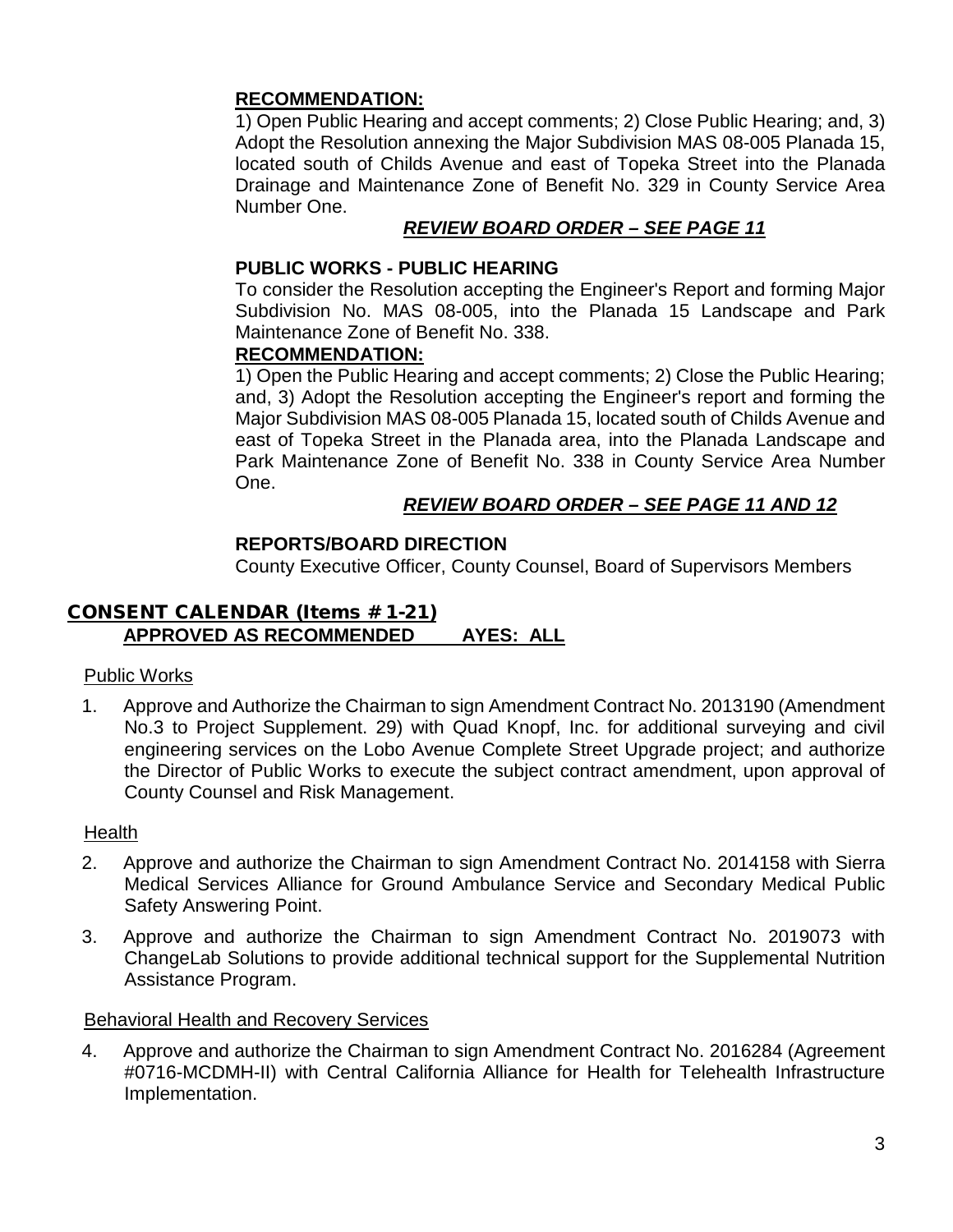**RECOMMENDATION:**

1) Open Public Hearing and accept comments; 2) Close Public Hearing; and, 3) Adopt the Resolution annexing the Major Subdivision MAS 08-005 Planada 15, located south of Childs Avenue and east of Topeka Street into the Planada Drainage and Maintenance Zone of Benefit No. 329 in County Service Area Number One.

***REVIEW BOARD ORDER – SEE PAGE 11***

**PUBLIC WORKS - PUBLIC HEARING**

To consider the Resolution accepting the Engineer's Report and forming Major Subdivision No. MAS 08-005, into the Planada 15 Landscape and Park Maintenance Zone of Benefit No. 338.

**RECOMMENDATION:**

1) Open the Public Hearing and accept comments; 2) Close the Public Hearing; and, 3) Adopt the Resolution accepting the Engineer's report and forming the Major Subdivision MAS 08-005 Planada 15, located south of Childs Avenue and east of Topeka Street in the Planada area, into the Planada Landscape and Park Maintenance Zone of Benefit No. 338 in County Service Area Number One.

***REVIEW BOARD ORDER – SEE PAGE 11 AND 12***

**REPORTS/BOARD DIRECTION**

County Executive Officer, County Counsel, Board of Supervisors Members

## CONSENT CALENDAR (Items # 1-21)

**APPROVED AS RECOMMENDED AYES: ALL**

Public Works

1. Approve and Authorize the Chairman to sign Amendment Contract No. 2013190 (Amendment No.3 to Project Supplement. 29) with Quad Knopf, Inc. for additional surveying and civil engineering services on the Lobo Avenue Complete Street Upgrade project; and authorize the Director of Public Works to execute the subject contract amendment, upon approval of County Counsel and Risk Management.

Health

2. Approve and authorize the Chairman to sign Amendment Contract No. 2014158 with Sierra Medical Services Alliance for Ground Ambulance Service and Secondary Medical Public Safety Answering Point.

3. Approve and authorize the Chairman to sign Amendment Contract No. 2019073 with ChangeLab Solutions to provide additional technical support for the Supplemental Nutrition Assistance Program.

Behavioral Health and Recovery Services

4. Approve and authorize the Chairman to sign Amendment Contract No. 2016284 (Agreement #0716-MCDMH-II) with Central California Alliance for Health for Telehealth Infrastructure Implementation.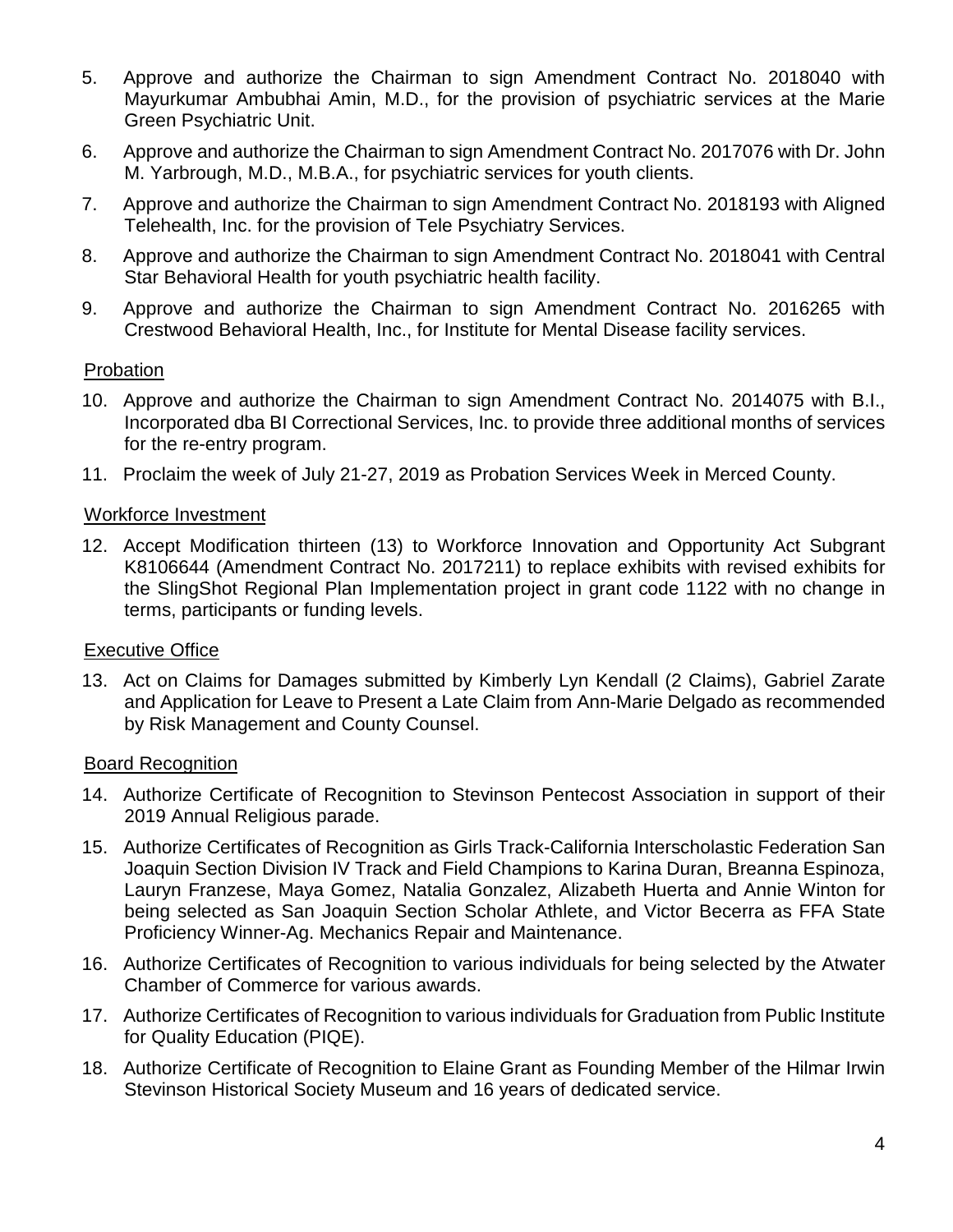5. Approve and authorize the Chairman to sign Amendment Contract No. 2018040 with Mayurkumar Ambubhai Amin, M.D., for the provision of psychiatric services at the Marie Green Psychiatric Unit.
6. Approve and authorize the Chairman to sign Amendment Contract No. 2017076 with Dr. John M. Yarbrough, M.D., M.B.A., for psychiatric services for youth clients.
7. Approve and authorize the Chairman to sign Amendment Contract No. 2018193 with Aligned Telehealth, Inc. for the provision of Tele Psychiatry Services.
8. Approve and authorize the Chairman to sign Amendment Contract No. 2018041 with Central Star Behavioral Health for youth psychiatric health facility.
9. Approve and authorize the Chairman to sign Amendment Contract No. 2016265 with Crestwood Behavioral Health, Inc., for Institute for Mental Disease facility services.

Probation

10. Approve and authorize the Chairman to sign Amendment Contract No. 2014075 with B.I., Incorporated dba BI Correctional Services, Inc. to provide three additional months of services for the re-entry program.
11. Proclaim the week of July 21-27, 2019 as Probation Services Week in Merced County.

Workforce Investment

12. Accept Modification thirteen (13) to Workforce Innovation and Opportunity Act Subgrant K8106644 (Amendment Contract No. 2017211) to replace exhibits with revised exhibits for the SlingShot Regional Plan Implementation project in grant code 1122 with no change in terms, participants or funding levels.

Executive Office

13. Act on Claims for Damages submitted by Kimberly Lyn Kendall (2 Claims), Gabriel Zarate and Application for Leave to Present a Late Claim from Ann-Marie Delgado as recommended by Risk Management and County Counsel.

Board Recognition

14. Authorize Certificate of Recognition to Stevinson Pentecost Association in support of their 2019 Annual Religious parade.
15. Authorize Certificates of Recognition as Girls Track-California Interscholastic Federation San Joaquin Section Division IV Track and Field Champions to Karina Duran, Breanna Espinoza, Lauryn Franzese, Maya Gomez, Natalia Gonzalez, Alizabeth Huerta and Annie Winton for being selected as San Joaquin Section Scholar Athlete, and Victor Becerra as FFA State Proficiency Winner-Ag. Mechanics Repair and Maintenance.
16. Authorize Certificates of Recognition to various individuals for being selected by the Atwater Chamber of Commerce for various awards.
17. Authorize Certificates of Recognition to various individuals for Graduation from Public Institute for Quality Education (PIQE).
18. Authorize Certificate of Recognition to Elaine Grant as Founding Member of the Hilmar Irwin Stevinson Historical Society Museum and 16 years of dedicated service.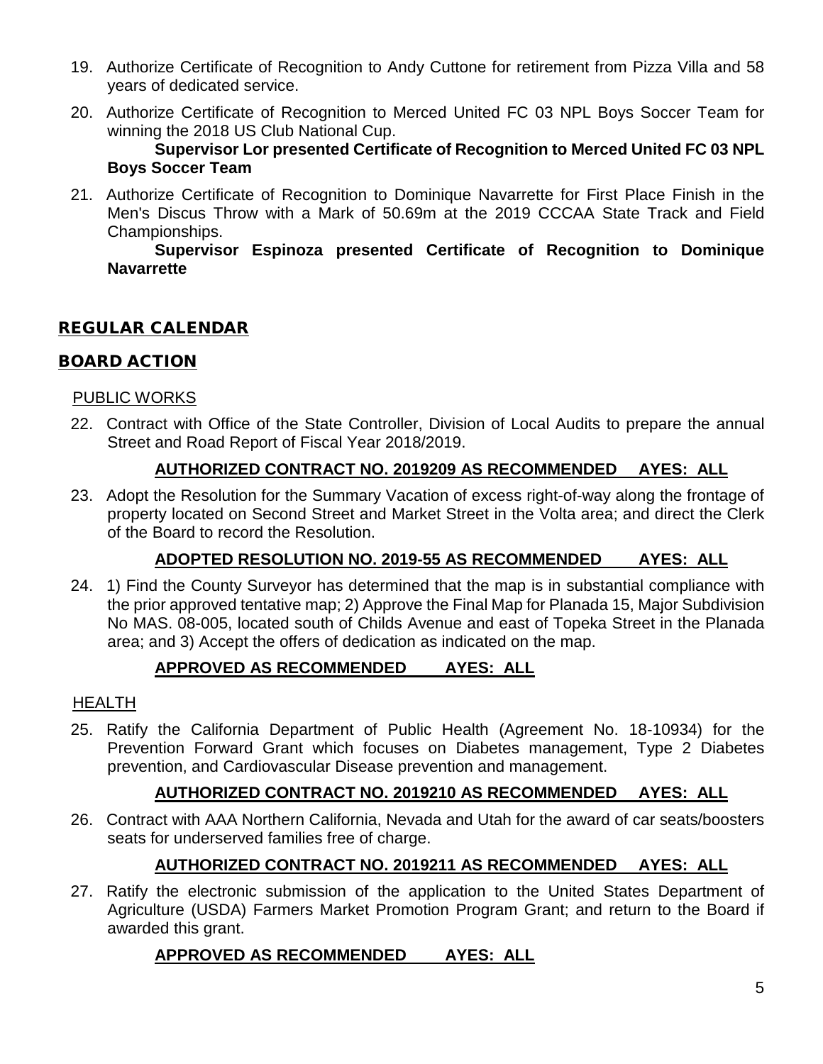19. Authorize Certificate of Recognition to Andy Cuttone for retirement from Pizza Villa and 58 years of dedicated service.

20. Authorize Certificate of Recognition to Merced United FC 03 NPL Boys Soccer Team for winning the 2018 US Club National Cup.

    **Supervisor Lor presented Certificate of Recognition to Merced United FC 03 NPL Boys Soccer Team**

21. Authorize Certificate of Recognition to Dominique Navarrette for First Place Finish in the Men's Discus Throw with a Mark of 50.69m at the 2019 CCCAA State Track and Field Championships.

    **Supervisor Espinoza presented Certificate of Recognition to Dominique Navarrette**

## REGULAR CALENDAR

## BOARD ACTION

### PUBLIC WORKS

22. Contract with Office of the State Controller, Division of Local Audits to prepare the annual Street and Road Report of Fiscal Year 2018/2019.

    **AUTHORIZED CONTRACT NO. 2019209 AS RECOMMENDED AYES: ALL**

23. Adopt the Resolution for the Summary Vacation of excess right-of-way along the frontage of property located on Second Street and Market Street in the Volta area; and direct the Clerk of the Board to record the Resolution.

    **ADOPTED RESOLUTION NO. 2019-55 AS RECOMMENDED AYES: ALL**

24. 1) Find the County Surveyor has determined that the map is in substantial compliance with the prior approved tentative map; 2) Approve the Final Map for Planada 15, Major Subdivision No MAS. 08-005, located south of Childs Avenue and east of Topeka Street in the Planada area; and 3) Accept the offers of dedication as indicated on the map.

    **APPROVED AS RECOMMENDED AYES: ALL**

### HEALTH

25. Ratify the California Department of Public Health (Agreement No. 18-10934) for the Prevention Forward Grant which focuses on Diabetes management, Type 2 Diabetes prevention, and Cardiovascular Disease prevention and management.

    **AUTHORIZED CONTRACT NO. 2019210 AS RECOMMENDED AYES: ALL**

26. Contract with AAA Northern California, Nevada and Utah for the award of car seats/boosters seats for underserved families free of charge.

    **AUTHORIZED CONTRACT NO. 2019211 AS RECOMMENDED AYES: ALL**

27. Ratify the electronic submission of the application to the United States Department of Agriculture (USDA) Farmers Market Promotion Program Grant; and return to the Board if awarded this grant.

    **APPROVED AS RECOMMENDED AYES: ALL**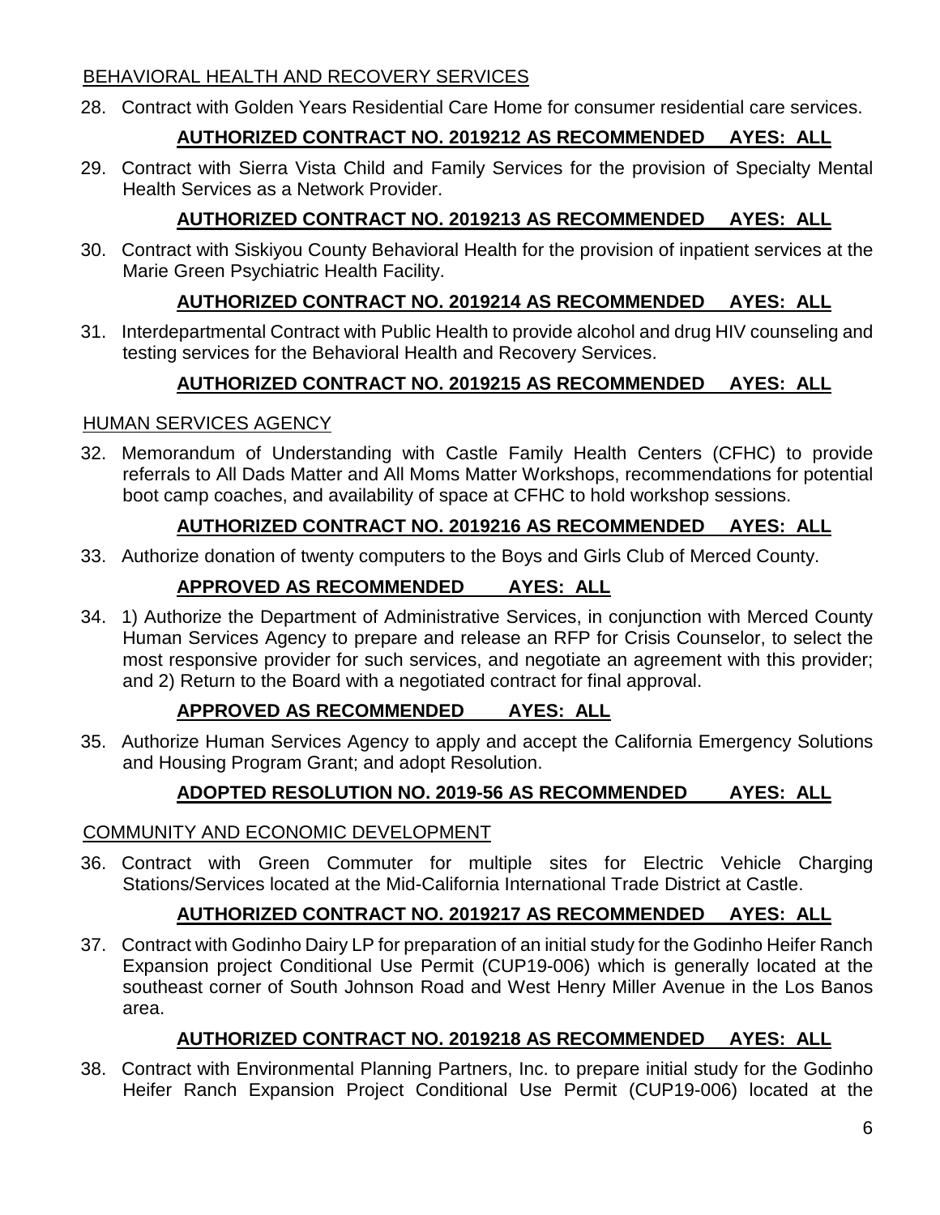BEHAVIORAL HEALTH AND RECOVERY SERVICES

28. Contract with Golden Years Residential Care Home for consumer residential care services.

**AUTHORIZED CONTRACT NO. 2019212 AS RECOMMENDED AYES: ALL**

29. Contract with Sierra Vista Child and Family Services for the provision of Specialty Mental Health Services as a Network Provider.

**AUTHORIZED CONTRACT NO. 2019213 AS RECOMMENDED AYES: ALL**

30. Contract with Siskiyou County Behavioral Health for the provision of inpatient services at the Marie Green Psychiatric Health Facility.

**AUTHORIZED CONTRACT NO. 2019214 AS RECOMMENDED AYES: ALL**

31. Interdepartmental Contract with Public Health to provide alcohol and drug HIV counseling and testing services for the Behavioral Health and Recovery Services.

**AUTHORIZED CONTRACT NO. 2019215 AS RECOMMENDED AYES: ALL**

HUMAN SERVICES AGENCY

32. Memorandum of Understanding with Castle Family Health Centers (CFHC) to provide referrals to All Dads Matter and All Moms Matter Workshops, recommendations for potential boot camp coaches, and availability of space at CFHC to hold workshop sessions.

**AUTHORIZED CONTRACT NO. 2019216 AS RECOMMENDED AYES: ALL**

33. Authorize donation of twenty computers to the Boys and Girls Club of Merced County.

**APPROVED AS RECOMMENDED AYES: ALL**

34. 1) Authorize the Department of Administrative Services, in conjunction with Merced County Human Services Agency to prepare and release an RFP for Crisis Counselor, to select the most responsive provider for such services, and negotiate an agreement with this provider; and 2) Return to the Board with a negotiated contract for final approval.

**APPROVED AS RECOMMENDED AYES: ALL**

35. Authorize Human Services Agency to apply and accept the California Emergency Solutions and Housing Program Grant; and adopt Resolution.

**ADOPTED RESOLUTION NO. 2019-56 AS RECOMMENDED AYES: ALL**

COMMUNITY AND ECONOMIC DEVELOPMENT

36. Contract with Green Commuter for multiple sites for Electric Vehicle Charging Stations/Services located at the Mid-California International Trade District at Castle.

**AUTHORIZED CONTRACT NO. 2019217 AS RECOMMENDED AYES: ALL**

37. Contract with Godinho Dairy LP for preparation of an initial study for the Godinho Heifer Ranch Expansion project Conditional Use Permit (CUP19-006) which is generally located at the southeast corner of South Johnson Road and West Henry Miller Avenue in the Los Banos area.

**AUTHORIZED CONTRACT NO. 2019218 AS RECOMMENDED AYES: ALL**

38. Contract with Environmental Planning Partners, Inc. to prepare initial study for the Godinho Heifer Ranch Expansion Project Conditional Use Permit (CUP19-006) located at the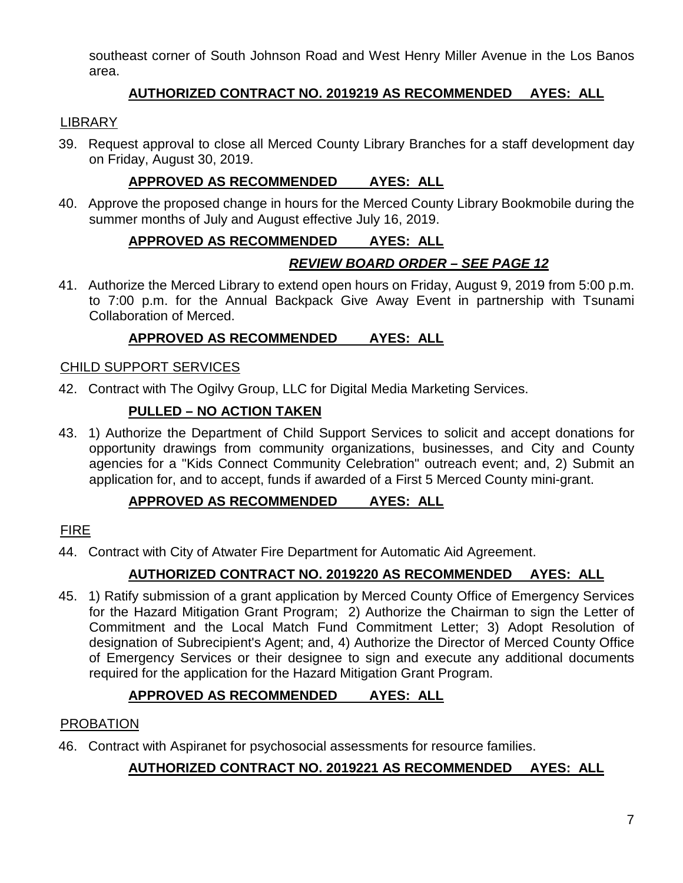southeast corner of South Johnson Road and West Henry Miller Avenue in the Los Banos area.

**AUTHORIZED CONTRACT NO. 2019219 AS RECOMMENDED AYES: ALL**

LIBRARY

39. Request approval to close all Merced County Library Branches for a staff development day on Friday, August 30, 2019.

**APPROVED AS RECOMMENDED AYES: ALL**

40. Approve the proposed change in hours for the Merced County Library Bookmobile during the summer months of July and August effective July 16, 2019.

**APPROVED AS RECOMMENDED AYES: ALL**

***REVIEW BOARD ORDER – SEE PAGE 12***

41. Authorize the Merced Library to extend open hours on Friday, August 9, 2019 from 5:00 p.m. to 7:00 p.m. for the Annual Backpack Give Away Event in partnership with Tsunami Collaboration of Merced.

**APPROVED AS RECOMMENDED AYES: ALL**

CHILD SUPPORT SERVICES

42. Contract with The Ogilvy Group, LLC for Digital Media Marketing Services.

**PULLED – NO ACTION TAKEN**

43. 1) Authorize the Department of Child Support Services to solicit and accept donations for opportunity drawings from community organizations, businesses, and City and County agencies for a "Kids Connect Community Celebration" outreach event; and, 2) Submit an application for, and to accept, funds if awarded of a First 5 Merced County mini-grant.

**APPROVED AS RECOMMENDED AYES: ALL**

FIRE

44. Contract with City of Atwater Fire Department for Automatic Aid Agreement.

**AUTHORIZED CONTRACT NO. 2019220 AS RECOMMENDED AYES: ALL**

45. 1) Ratify submission of a grant application by Merced County Office of Emergency Services for the Hazard Mitigation Grant Program; 2) Authorize the Chairman to sign the Letter of Commitment and the Local Match Fund Commitment Letter; 3) Adopt Resolution of designation of Subrecipient's Agent; and, 4) Authorize the Director of Merced County Office of Emergency Services or their designee to sign and execute any additional documents required for the application for the Hazard Mitigation Grant Program.

**APPROVED AS RECOMMENDED AYES: ALL**

PROBATION

46. Contract with Aspiranet for psychosocial assessments for resource families.

**AUTHORIZED CONTRACT NO. 2019221 AS RECOMMENDED AYES: ALL**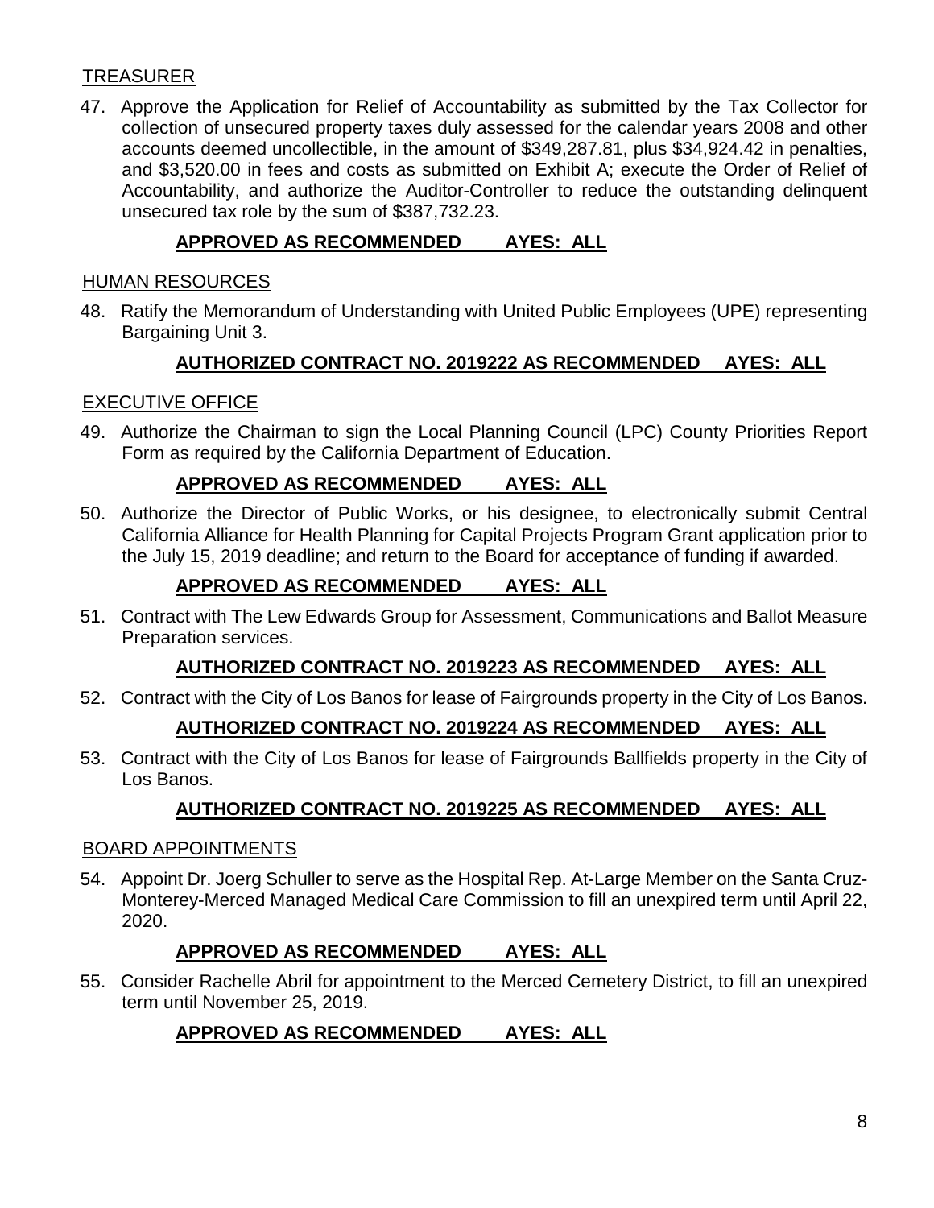TREASURER

47. Approve the Application for Relief of Accountability as submitted by the Tax Collector for collection of unsecured property taxes duly assessed for the calendar years 2008 and other accounts deemed uncollectible, in the amount of $349,287.81, plus $34,924.42 in penalties, and $3,520.00 in fees and costs as submitted on Exhibit A; execute the Order of Relief of Accountability, and authorize the Auditor-Controller to reduce the outstanding delinquent unsecured tax role by the sum of $387,732.23.

**APPROVED AS RECOMMENDED AYES: ALL**

HUMAN RESOURCES

48. Ratify the Memorandum of Understanding with United Public Employees (UPE) representing Bargaining Unit 3.

**AUTHORIZED CONTRACT NO. 2019222 AS RECOMMENDED AYES: ALL**

EXECUTIVE OFFICE

49. Authorize the Chairman to sign the Local Planning Council (LPC) County Priorities Report Form as required by the California Department of Education.

**APPROVED AS RECOMMENDED AYES: ALL**

50. Authorize the Director of Public Works, or his designee, to electronically submit Central California Alliance for Health Planning for Capital Projects Program Grant application prior to the July 15, 2019 deadline; and return to the Board for acceptance of funding if awarded.

**APPROVED AS RECOMMENDED AYES: ALL**

51. Contract with The Lew Edwards Group for Assessment, Communications and Ballot Measure Preparation services.

**AUTHORIZED CONTRACT NO. 2019223 AS RECOMMENDED AYES: ALL**

52. Contract with the City of Los Banos for lease of Fairgrounds property in the City of Los Banos.

**AUTHORIZED CONTRACT NO. 2019224 AS RECOMMENDED AYES: ALL**

53. Contract with the City of Los Banos for lease of Fairgrounds Ballfields property in the City of Los Banos.

**AUTHORIZED CONTRACT NO. 2019225 AS RECOMMENDED AYES: ALL**

BOARD APPOINTMENTS

54. Appoint Dr. Joerg Schuller to serve as the Hospital Rep. At-Large Member on the Santa Cruz-Monterey-Merced Managed Medical Care Commission to fill an unexpired term until April 22, 2020.

**APPROVED AS RECOMMENDED AYES: ALL**

55. Consider Rachelle Abril for appointment to the Merced Cemetery District, to fill an unexpired term until November 25, 2019.

**APPROVED AS RECOMMENDED AYES: ALL**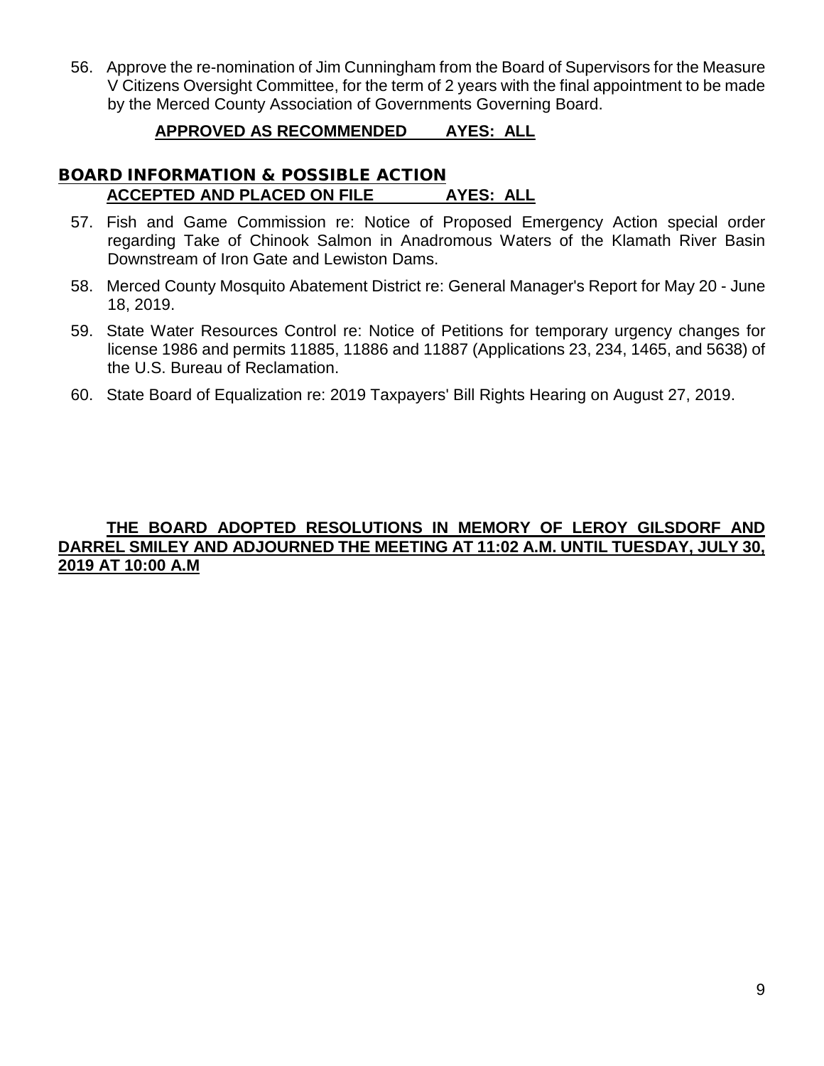56. Approve the re-nomination of Jim Cunningham from the Board of Supervisors for the Measure V Citizens Oversight Committee, for the term of 2 years with the final appointment to be made by the Merced County Association of Governments Governing Board.

**APPROVED AS RECOMMENDED AYES: ALL**

## BOARD INFORMATION & POSSIBLE ACTION

**ACCEPTED AND PLACED ON FILE AYES: ALL**

57. Fish and Game Commission re: Notice of Proposed Emergency Action special order regarding Take of Chinook Salmon in Anadromous Waters of the Klamath River Basin Downstream of Iron Gate and Lewiston Dams.
58. Merced County Mosquito Abatement District re: General Manager's Report for May 20 - June 18, 2019.
59. State Water Resources Control re: Notice of Petitions for temporary urgency changes for license 1986 and permits 11885, 11886 and 11887 (Applications 23, 234, 1465, and 5638) of the U.S. Bureau of Reclamation.
60. State Board of Equalization re: 2019 Taxpayers' Bill Rights Hearing on August 27, 2019.

**THE BOARD ADOPTED RESOLUTIONS IN MEMORY OF LEROY GILSDORF AND DARREL SMILEY AND ADJOURNED THE MEETING AT 11:02 A.M. UNTIL TUESDAY, JULY 30, 2019 AT 10:00 A.M**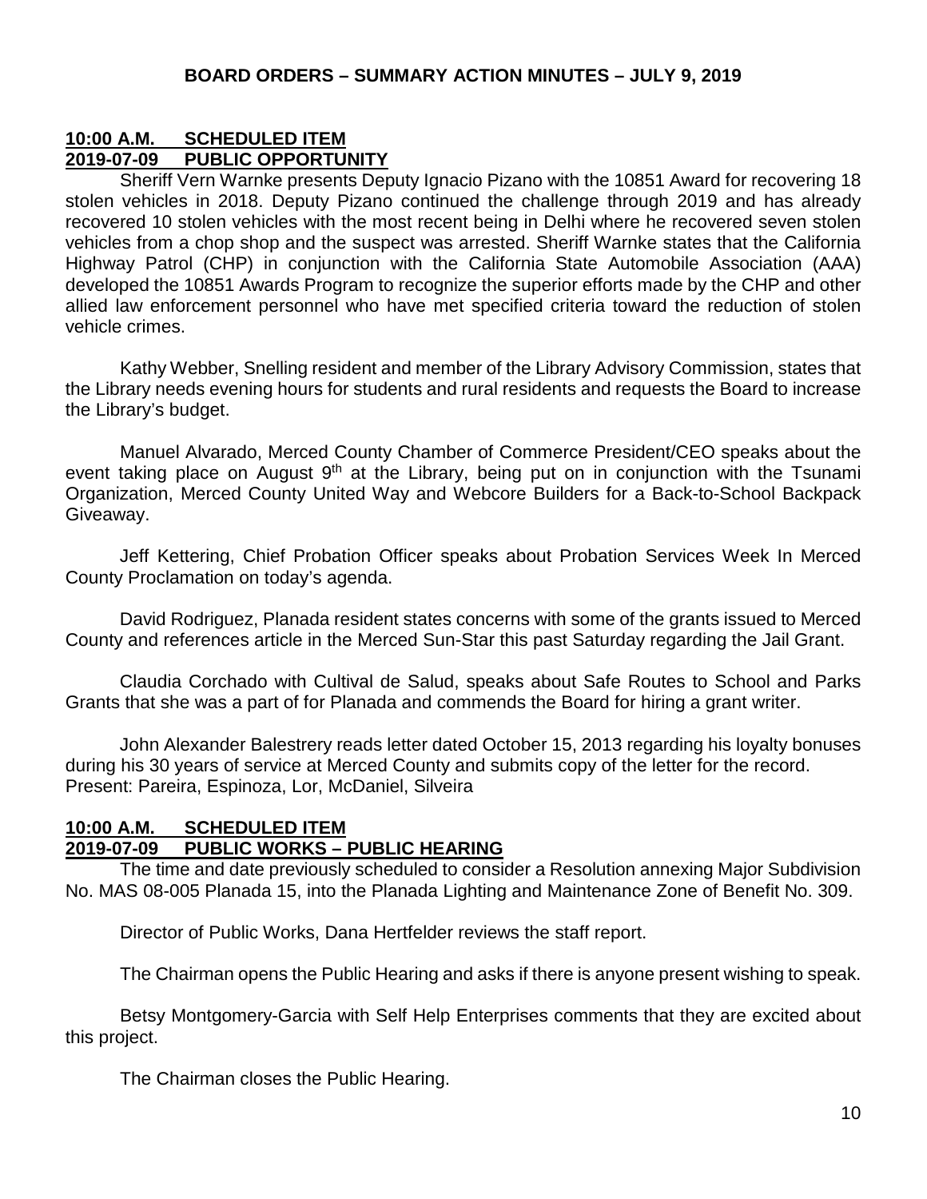## BOARD ORDERS – SUMMARY ACTION MINUTES – JULY 9, 2019

**10:00 A.M. SCHEDULED ITEM**
**2019-07-09 PUBLIC OPPORTUNITY**

Sheriff Vern Warnke presents Deputy Ignacio Pizano with the 10851 Award for recovering 18 stolen vehicles in 2018. Deputy Pizano continued the challenge through 2019 and has already recovered 10 stolen vehicles with the most recent being in Delhi where he recovered seven stolen vehicles from a chop shop and the suspect was arrested. Sheriff Warnke states that the California Highway Patrol (CHP) in conjunction with the California State Automobile Association (AAA) developed the 10851 Awards Program to recognize the superior efforts made by the CHP and other allied law enforcement personnel who have met specified criteria toward the reduction of stolen vehicle crimes.

Kathy Webber, Snelling resident and member of the Library Advisory Commission, states that the Library needs evening hours for students and rural residents and requests the Board to increase the Library's budget.

Manuel Alvarado, Merced County Chamber of Commerce President/CEO speaks about the event taking place on August 9th at the Library, being put on in conjunction with the Tsunami Organization, Merced County United Way and Webcore Builders for a Back-to-School Backpack Giveaway.

Jeff Kettering, Chief Probation Officer speaks about Probation Services Week In Merced County Proclamation on today's agenda.

David Rodriguez, Planada resident states concerns with some of the grants issued to Merced County and references article in the Merced Sun-Star this past Saturday regarding the Jail Grant.

Claudia Corchado with Cultival de Salud, speaks about Safe Routes to School and Parks Grants that she was a part of for Planada and commends the Board for hiring a grant writer.

John Alexander Balestrery reads letter dated October 15, 2013 regarding his loyalty bonuses during his 30 years of service at Merced County and submits copy of the letter for the record.
Present: Pareira, Espinoza, Lor, McDaniel, Silveira

**10:00 A.M. SCHEDULED ITEM**
**2019-07-09 PUBLIC WORKS – PUBLIC HEARING**

The time and date previously scheduled to consider a Resolution annexing Major Subdivision No. MAS 08-005 Planada 15, into the Planada Lighting and Maintenance Zone of Benefit No. 309.

Director of Public Works, Dana Hertfelder reviews the staff report.

The Chairman opens the Public Hearing and asks if there is anyone present wishing to speak.

Betsy Montgomery-Garcia with Self Help Enterprises comments that they are excited about this project.

The Chairman closes the Public Hearing.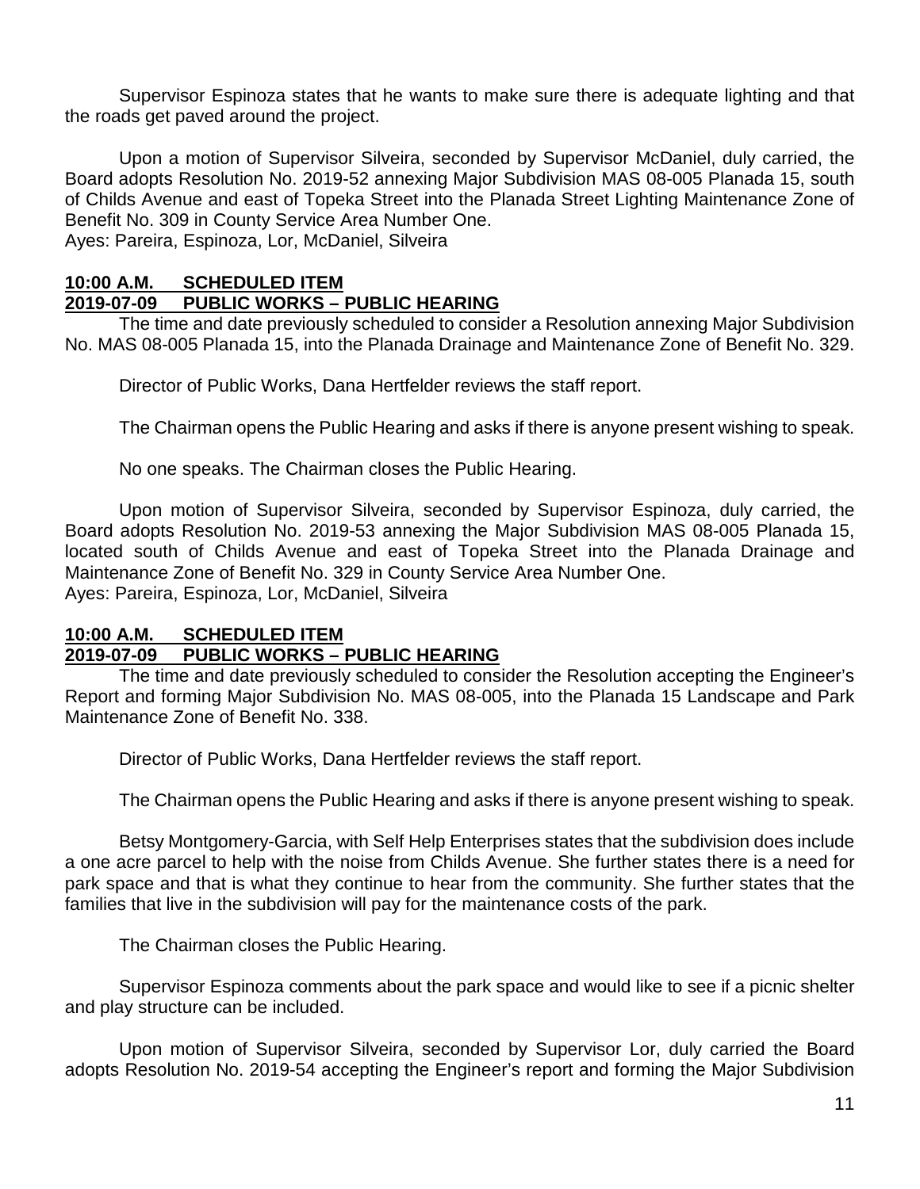Supervisor Espinoza states that he wants to make sure there is adequate lighting and that the roads get paved around the project.

Upon a motion of Supervisor Silveira, seconded by Supervisor McDaniel, duly carried, the Board adopts Resolution No. 2019-52 annexing Major Subdivision MAS 08-005 Planada 15, south of Childs Avenue and east of Topeka Street into the Planada Street Lighting Maintenance Zone of Benefit No. 309 in County Service Area Number One.
Ayes: Pareira, Espinoza, Lor, McDaniel, Silveira

**10:00 A.M. SCHEDULED ITEM**
**2019-07-09 PUBLIC WORKS – PUBLIC HEARING**

The time and date previously scheduled to consider a Resolution annexing Major Subdivision No. MAS 08-005 Planada 15, into the Planada Drainage and Maintenance Zone of Benefit No. 329.

Director of Public Works, Dana Hertfelder reviews the staff report.

The Chairman opens the Public Hearing and asks if there is anyone present wishing to speak.

No one speaks. The Chairman closes the Public Hearing.

Upon motion of Supervisor Silveira, seconded by Supervisor Espinoza, duly carried, the Board adopts Resolution No. 2019-53 annexing the Major Subdivision MAS 08-005 Planada 15, located south of Childs Avenue and east of Topeka Street into the Planada Drainage and Maintenance Zone of Benefit No. 329 in County Service Area Number One.
Ayes: Pareira, Espinoza, Lor, McDaniel, Silveira

**10:00 A.M. SCHEDULED ITEM**
**2019-07-09 PUBLIC WORKS – PUBLIC HEARING**

The time and date previously scheduled to consider the Resolution accepting the Engineer's Report and forming Major Subdivision No. MAS 08-005, into the Planada 15 Landscape and Park Maintenance Zone of Benefit No. 338.

Director of Public Works, Dana Hertfelder reviews the staff report.

The Chairman opens the Public Hearing and asks if there is anyone present wishing to speak.

Betsy Montgomery-Garcia, with Self Help Enterprises states that the subdivision does include a one acre parcel to help with the noise from Childs Avenue. She further states there is a need for park space and that is what they continue to hear from the community. She further states that the families that live in the subdivision will pay for the maintenance costs of the park.

The Chairman closes the Public Hearing.

Supervisor Espinoza comments about the park space and would like to see if a picnic shelter and play structure can be included.

Upon motion of Supervisor Silveira, seconded by Supervisor Lor, duly carried the Board adopts Resolution No. 2019-54 accepting the Engineer's report and forming the Major Subdivision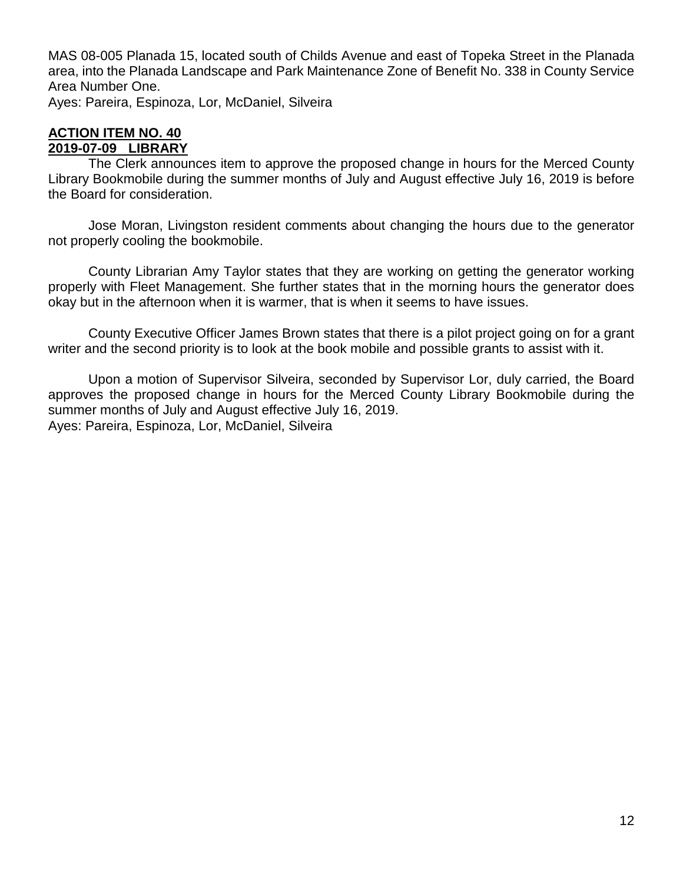MAS 08-005 Planada 15, located south of Childs Avenue and east of Topeka Street in the Planada area, into the Planada Landscape and Park Maintenance Zone of Benefit No. 338 in County Service Area Number One.
Ayes: Pareira, Espinoza, Lor, McDaniel, Silveira

**ACTION ITEM NO. 40**
**2019-07-09 LIBRARY**

The Clerk announces item to approve the proposed change in hours for the Merced County Library Bookmobile during the summer months of July and August effective July 16, 2019 is before the Board for consideration.

Jose Moran, Livingston resident comments about changing the hours due to the generator not properly cooling the bookmobile.

County Librarian Amy Taylor states that they are working on getting the generator working properly with Fleet Management. She further states that in the morning hours the generator does okay but in the afternoon when it is warmer, that is when it seems to have issues.

County Executive Officer James Brown states that there is a pilot project going on for a grant writer and the second priority is to look at the book mobile and possible grants to assist with it.

Upon a motion of Supervisor Silveira, seconded by Supervisor Lor, duly carried, the Board approves the proposed change in hours for the Merced County Library Bookmobile during the summer months of July and August effective July 16, 2019.
Ayes: Pareira, Espinoza, Lor, McDaniel, Silveira